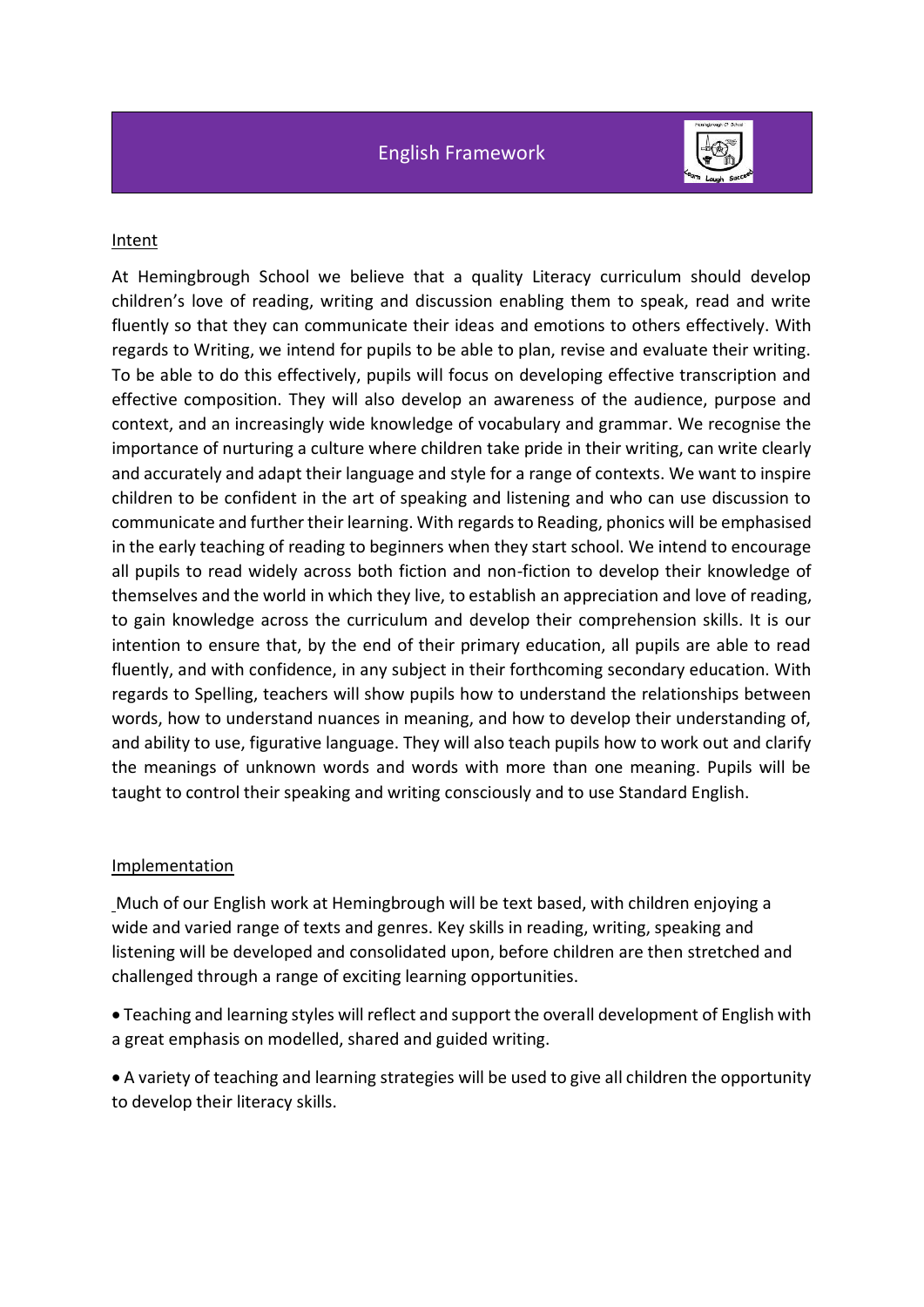# English Framework

## Intent

At Hemingbrough School we believe that a quality Literacy curriculum should develop children's love of reading, writing and discussion enabling them to speak, read and write fluently so that they can communicate their ideas and emotions to others effectively. With regards to Writing, we intend for pupils to be able to plan, revise and evaluate their writing. To be able to do this effectively, pupils will focus on developing effective transcription and effective composition. They will also develop an awareness of the audience, purpose and context, and an increasingly wide knowledge of vocabulary and grammar. We recognise the importance of nurturing a culture where children take pride in their writing, can write clearly and accurately and adapt their language and style for a range of contexts. We want to inspire children to be confident in the art of speaking and listening and who can use discussion to communicate and further their learning. With regards to Reading, phonics will be emphasised in the early teaching of reading to beginners when they start school. We intend to encourage all pupils to read widely across both fiction and non-fiction to develop their knowledge of themselves and the world in which they live, to establish an appreciation and love of reading, to gain knowledge across the curriculum and develop their comprehension skills. It is our intention to ensure that, by the end of their primary education, all pupils are able to read fluently, and with confidence, in any subject in their forthcoming secondary education. With regards to Spelling, teachers will show pupils how to understand the relationships between words, how to understand nuances in meaning, and how to develop their understanding of, and ability to use, figurative language. They will also teach pupils how to work out and clarify the meanings of unknown words and words with more than one meaning. Pupils will be taught to control their speaking and writing consciously and to use Standard English.

## Implementation

Much of our English work at Hemingbrough will be text based, with children enjoying a wide and varied range of texts and genres. Key skills in reading, writing, speaking and listening will be developed and consolidated upon, before children are then stretched and challenged through a range of exciting learning opportunities.

- Teaching and learning styles will reflect and support the overall development of English with a great emphasis on modelled, shared and guided writing.
- A variety of teaching and learning strategies will be used to give all children the opportunity to develop their literacy skills.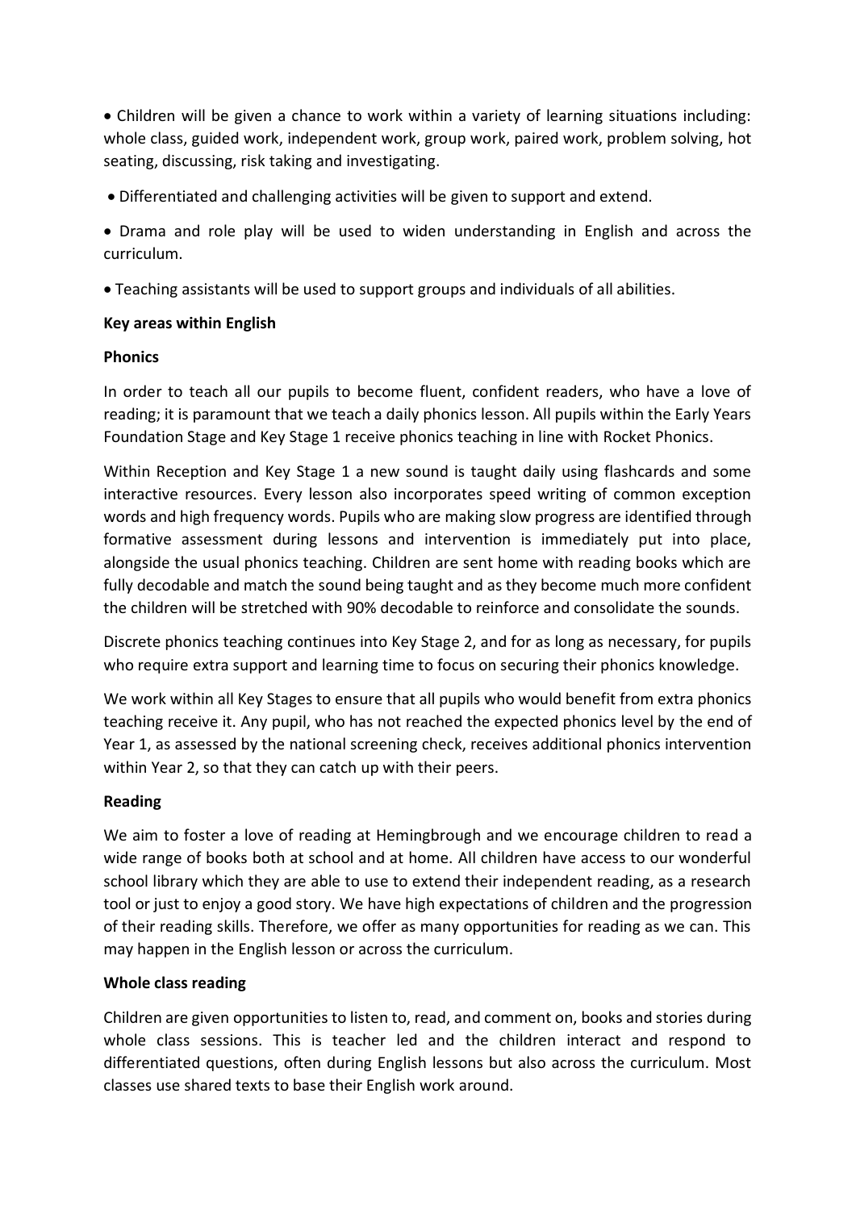- Children will be given a chance to work within a variety of learning situations including: whole class, guided work, independent work, group work, paired work, problem solving, hot seating, discussing, risk taking and investigating.
- Differentiated and challenging activities will be given to support and extend.
- Drama and role play will be used to widen understanding in English and across the curriculum.
- Teaching assistants will be used to support groups and individuals of all abilities.

**Key areas within English**

**Phonics**

In order to teach all our pupils to become fluent, confident readers, who have a love of reading; it is paramount that we teach a daily phonics lesson. All pupils within the Early Years Foundation Stage and Key Stage 1 receive phonics teaching in line with Rocket Phonics.

Within Reception and Key Stage 1 a new sound is taught daily using flashcards and some interactive resources. Every lesson also incorporates speed writing of common exception words and high frequency words. Pupils who are making slow progress are identified through formative assessment during lessons and intervention is immediately put into place, alongside the usual phonics teaching. Children are sent home with reading books which are fully decodable and match the sound being taught and as they become much more confident the children will be stretched with 90% decodable to reinforce and consolidate the sounds.

Discrete phonics teaching continues into Key Stage 2, and for as long as necessary, for pupils who require extra support and learning time to focus on securing their phonics knowledge.

We work within all Key Stages to ensure that all pupils who would benefit from extra phonics teaching receive it. Any pupil, who has not reached the expected phonics level by the end of Year 1, as assessed by the national screening check, receives additional phonics intervention within Year 2, so that they can catch up with their peers.

**Reading**

We aim to foster a love of reading at Hemingbrough and we encourage children to read a wide range of books both at school and at home. All children have access to our wonderful school library which they are able to use to extend their independent reading, as a research tool or just to enjoy a good story. We have high expectations of children and the progression of their reading skills. Therefore, we offer as many opportunities for reading as we can. This may happen in the English lesson or across the curriculum.

**Whole class reading**

Children are given opportunities to listen to, read, and comment on, books and stories during whole class sessions. This is teacher led and the children interact and respond to differentiated questions, often during English lessons but also across the curriculum. Most classes use shared texts to base their English work around.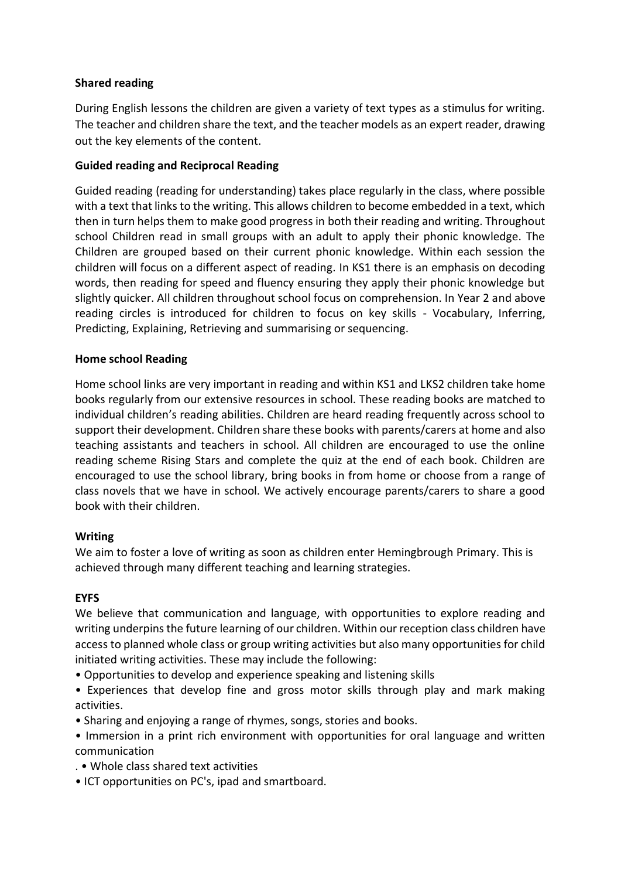**Shared reading**

During English lessons the children are given a variety of text types as a stimulus for writing. The teacher and children share the text, and the teacher models as an expert reader, drawing out the key elements of the content.

**Guided reading and Reciprocal Reading**

Guided reading (reading for understanding) takes place regularly in the class, where possible with a text that links to the writing. This allows children to become embedded in a text, which then in turn helps them to make good progress in both their reading and writing. Throughout school Children read in small groups with an adult to apply their phonic knowledge. The Children are grouped based on their current phonic knowledge. Within each session the children will focus on a different aspect of reading. In KS1 there is an emphasis on decoding words, then reading for speed and fluency ensuring they apply their phonic knowledge but slightly quicker. All children throughout school focus on comprehension. In Year 2 and above reading circles is introduced for children to focus on key skills - Vocabulary, Inferring, Predicting, Explaining, Retrieving and summarising or sequencing.

**Home school Reading**

Home school links are very important in reading and within KS1 and LKS2 children take home books regularly from our extensive resources in school. These reading books are matched to individual children's reading abilities. Children are heard reading frequently across school to support their development. Children share these books with parents/carers at home and also teaching assistants and teachers in school. All children are encouraged to use the online reading scheme Rising Stars and complete the quiz at the end of each book. Children are encouraged to use the school library, bring books in from home or choose from a range of class novels that we have in school. We actively encourage parents/carers to share a good book with their children.

**Writing**

We aim to foster a love of writing as soon as children enter Hemingbrough Primary. This is achieved through many different teaching and learning strategies.

**EYFS**

We believe that communication and language, with opportunities to explore reading and writing underpins the future learning of our children. Within our reception class children have access to planned whole class or group writing activities but also many opportunities for child initiated writing activities. These may include the following:

- Opportunities to develop and experience speaking and listening skills
- Experiences that develop fine and gross motor skills through play and mark making activities.
- Sharing and enjoying a range of rhymes, songs, stories and books.
- Immersion in a print rich environment with opportunities for oral language and written communication
- . • Whole class shared text activities
- ICT opportunities on PC's, ipad and smartboard.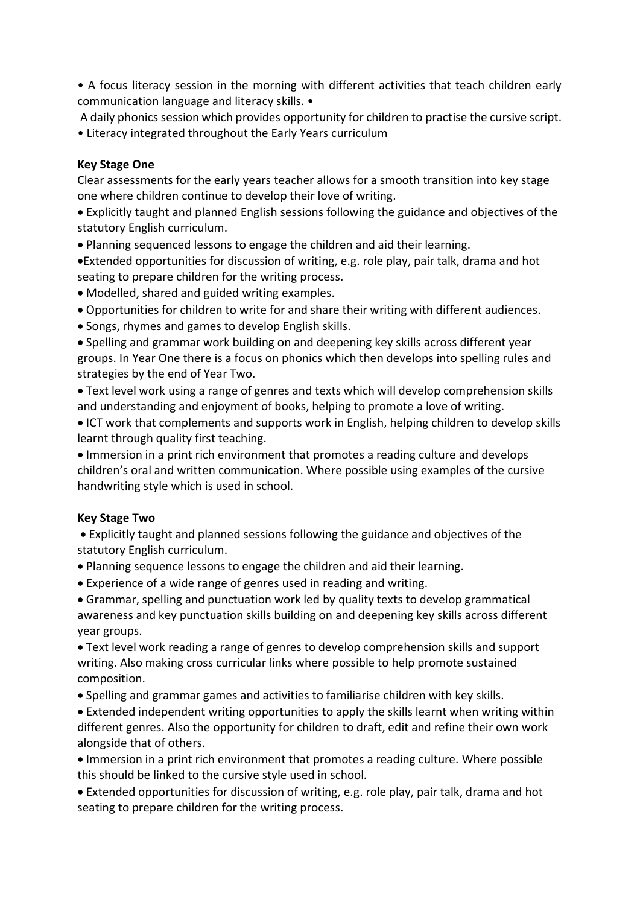- A focus literacy session in the morning with different activities that teach children early communication language and literacy skills.
- A daily phonics session which provides opportunity for children to practise the cursive script.
- Literacy integrated throughout the Early Years curriculum

**Key Stage One**

Clear assessments for the early years teacher allows for a smooth transition into key stage one where children continue to develop their love of writing.

- Explicitly taught and planned English sessions following the guidance and objectives of the statutory English curriculum.
- Planning sequenced lessons to engage the children and aid their learning.
- Extended opportunities for discussion of writing, e.g. role play, pair talk, drama and hot seating to prepare children for the writing process.
- Modelled, shared and guided writing examples.
- Opportunities for children to write for and share their writing with different audiences.
- Songs, rhymes and games to develop English skills.
- Spelling and grammar work building on and deepening key skills across different year groups. In Year One there is a focus on phonics which then develops into spelling rules and strategies by the end of Year Two.
- Text level work using a range of genres and texts which will develop comprehension skills and understanding and enjoyment of books, helping to promote a love of writing.
- ICT work that complements and supports work in English, helping children to develop skills learnt through quality first teaching.
- Immersion in a print rich environment that promotes a reading culture and develops children's oral and written communication. Where possible using examples of the cursive handwriting style which is used in school.

**Key Stage Two**

- Explicitly taught and planned sessions following the guidance and objectives of the statutory English curriculum.
- Planning sequence lessons to engage the children and aid their learning.
- Experience of a wide range of genres used in reading and writing.
- Grammar, spelling and punctuation work led by quality texts to develop grammatical awareness and key punctuation skills building on and deepening key skills across different year groups.
- Text level work reading a range of genres to develop comprehension skills and support writing. Also making cross curricular links where possible to help promote sustained composition.
- Spelling and grammar games and activities to familiarise children with key skills.
- Extended independent writing opportunities to apply the skills learnt when writing within different genres. Also the opportunity for children to draft, edit and refine their own work alongside that of others.
- Immersion in a print rich environment that promotes a reading culture. Where possible this should be linked to the cursive style used in school.
- Extended opportunities for discussion of writing, e.g. role play, pair talk, drama and hot seating to prepare children for the writing process.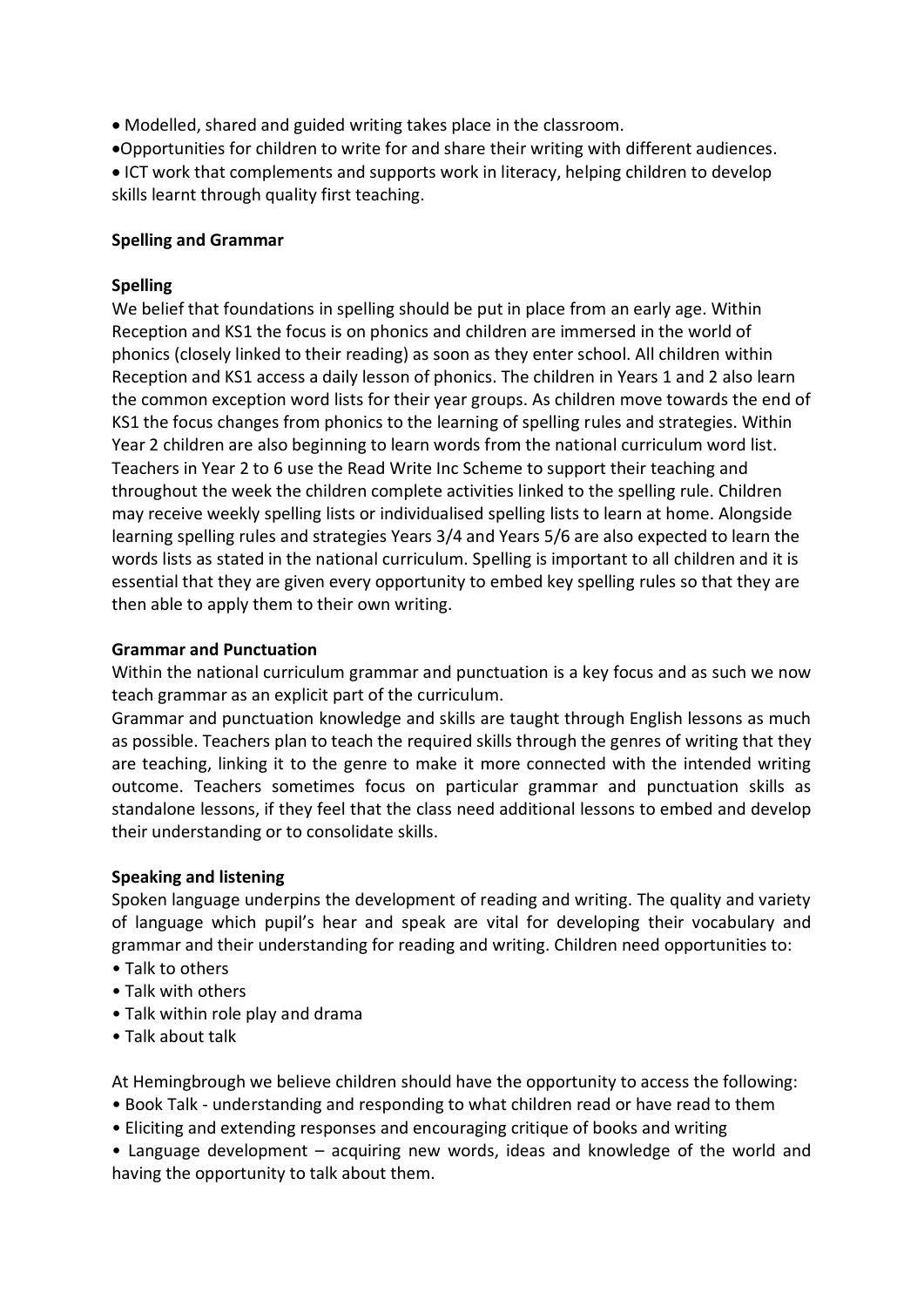- Modelled, shared and guided writing takes place in the classroom.
- Opportunities for children to write for and share their writing with different audiences.
- ICT work that complements and supports work in literacy, helping children to develop skills learnt through quality first teaching.

**Spelling and Grammar**

**Spelling**

We belief that foundations in spelling should be put in place from an early age. Within Reception and KS1 the focus is on phonics and children are immersed in the world of phonics (closely linked to their reading) as soon as they enter school. All children within Reception and KS1 access a daily lesson of phonics. The children in Years 1 and 2 also learn the common exception word lists for their year groups. As children move towards the end of KS1 the focus changes from phonics to the learning of spelling rules and strategies. Within Year 2 children are also beginning to learn words from the national curriculum word list. Teachers in Year 2 to 6 use the Read Write Inc Scheme to support their teaching and throughout the week the children complete activities linked to the spelling rule. Children may receive weekly spelling lists or individualised spelling lists to learn at home. Alongside learning spelling rules and strategies Years 3/4 and Years 5/6 are also expected to learn the words lists as stated in the national curriculum. Spelling is important to all children and it is essential that they are given every opportunity to embed key spelling rules so that they are then able to apply them to their own writing.

**Grammar and Punctuation**

Within the national curriculum grammar and punctuation is a key focus and as such we now teach grammar as an explicit part of the curriculum.

Grammar and punctuation knowledge and skills are taught through English lessons as much as possible. Teachers plan to teach the required skills through the genres of writing that they are teaching, linking it to the genre to make it more connected with the intended writing outcome. Teachers sometimes focus on particular grammar and punctuation skills as standalone lessons, if they feel that the class need additional lessons to embed and develop their understanding or to consolidate skills.

**Speaking and listening**

Spoken language underpins the development of reading and writing. The quality and variety of language which pupil's hear and speak are vital for developing their vocabulary and grammar and their understanding for reading and writing. Children need opportunities to:

- Talk to others
- Talk with others
- Talk within role play and drama
- Talk about talk

At Hemingbrough we believe children should have the opportunity to access the following:

- Book Talk - understanding and responding to what children read or have read to them
- Eliciting and extending responses and encouraging critique of books and writing
- Language development – acquiring new words, ideas and knowledge of the world and having the opportunity to talk about them.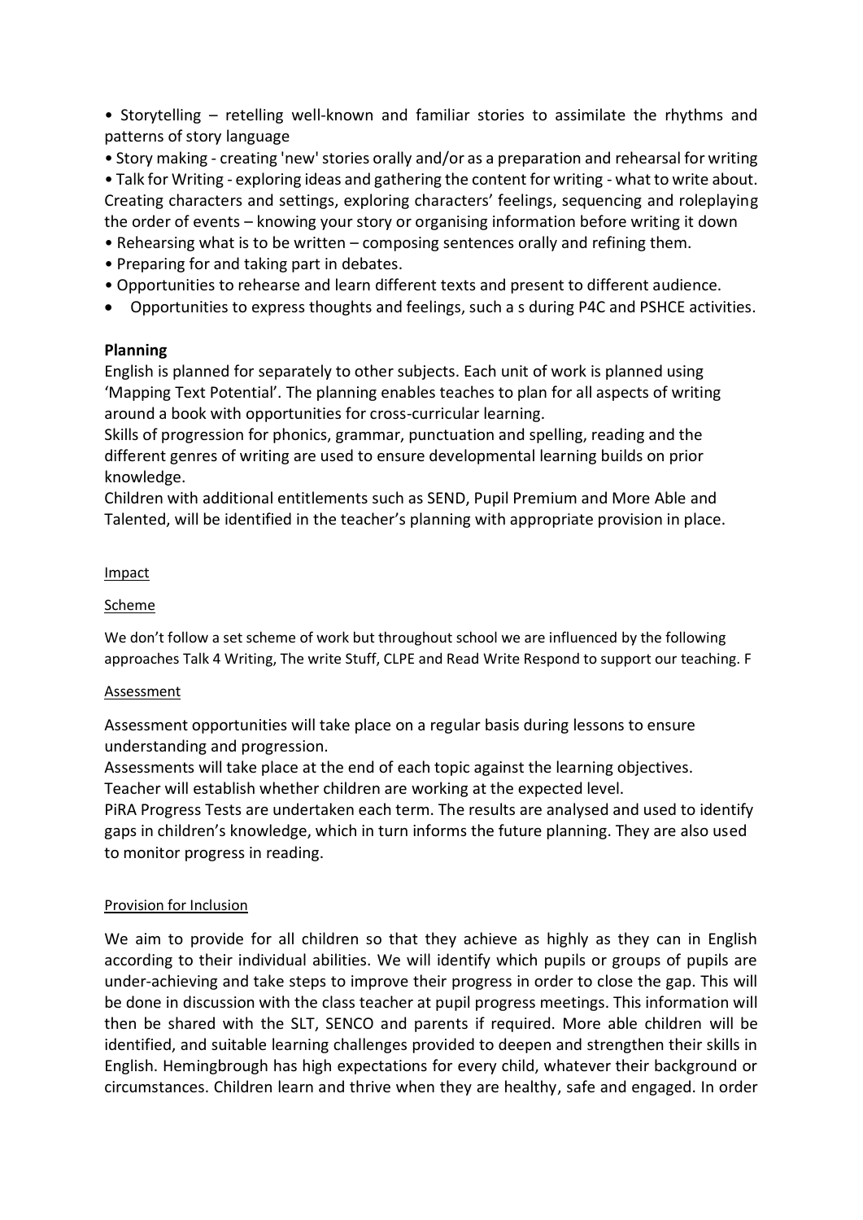- Storytelling – retelling well-known and familiar stories to assimilate the rhythms and patterns of story language
- Story making - creating 'new' stories orally and/or as a preparation and rehearsal for writing
- Talk for Writing - exploring ideas and gathering the content for writing - what to write about. Creating characters and settings, exploring characters' feelings, sequencing and roleplaying the order of events – knowing your story or organising information before writing it down
- Rehearsing what is to be written – composing sentences orally and refining them.
- Preparing for and taking part in debates.
- Opportunities to rehearse and learn different texts and present to different audience.
- Opportunities to express thoughts and feelings, such a s during P4C and PSHCE activities.

**Planning**

English is planned for separately to other subjects. Each unit of work is planned using 'Mapping Text Potential'. The planning enables teaches to plan for all aspects of writing around a book with opportunities for cross-curricular learning.

Skills of progression for phonics, grammar, punctuation and spelling, reading and the different genres of writing are used to ensure developmental learning builds on prior knowledge.

Children with additional entitlements such as SEND, Pupil Premium and More Able and Talented, will be identified in the teacher's planning with appropriate provision in place.

Impact

Scheme

We don't follow a set scheme of work but throughout school we are influenced by the following approaches Talk 4 Writing, The write Stuff, CLPE and Read Write Respond to support our teaching. F

Assessment

Assessment opportunities will take place on a regular basis during lessons to ensure understanding and progression.

Assessments will take place at the end of each topic against the learning objectives.

Teacher will establish whether children are working at the expected level.

PiRA Progress Tests are undertaken each term. The results are analysed and used to identify gaps in children's knowledge, which in turn informs the future planning. They are also used to monitor progress in reading.

Provision for Inclusion

We aim to provide for all children so that they achieve as highly as they can in English according to their individual abilities. We will identify which pupils or groups of pupils are under-achieving and take steps to improve their progress in order to close the gap. This will be done in discussion with the class teacher at pupil progress meetings. This information will then be shared with the SLT, SENCO and parents if required. More able children will be identified, and suitable learning challenges provided to deepen and strengthen their skills in English. Hemingbrough has high expectations for every child, whatever their background or circumstances. Children learn and thrive when they are healthy, safe and engaged. In order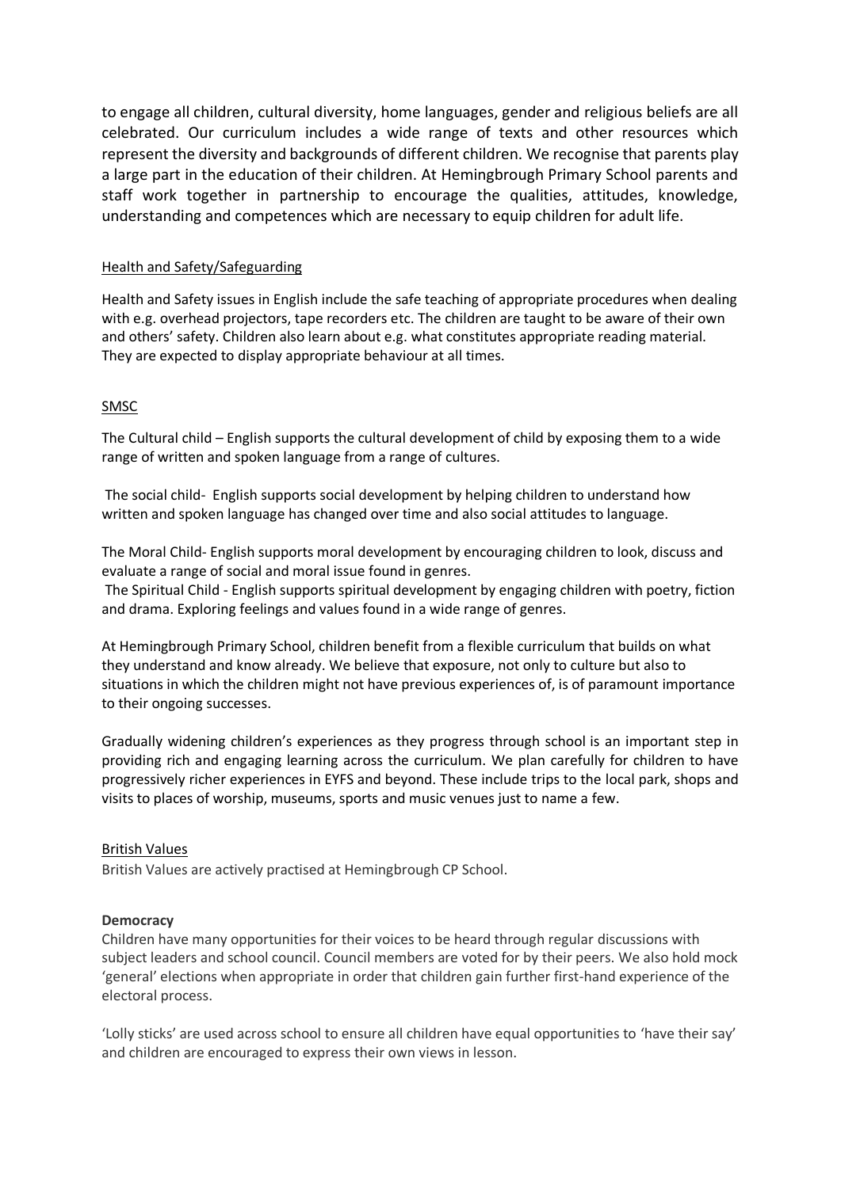to engage all children, cultural diversity, home languages, gender and religious beliefs are all celebrated. Our curriculum includes a wide range of texts and other resources which represent the diversity and backgrounds of different children. We recognise that parents play a large part in the education of their children. At Hemingbrough Primary School parents and staff work together in partnership to encourage the qualities, attitudes, knowledge, understanding and competences which are necessary to equip children for adult life.

## Health and Safety/Safeguarding

Health and Safety issues in English include the safe teaching of appropriate procedures when dealing with e.g. overhead projectors, tape recorders etc. The children are taught to be aware of their own and others' safety. Children also learn about e.g. what constitutes appropriate reading material. They are expected to display appropriate behaviour at all times.

## SMSC

The Cultural child – English supports the cultural development of child by exposing them to a wide range of written and spoken language from a range of cultures.

The social child- English supports social development by helping children to understand how written and spoken language has changed over time and also social attitudes to language.

The Moral Child- English supports moral development by encouraging children to look, discuss and evaluate a range of social and moral issue found in genres.

The Spiritual Child - English supports spiritual development by engaging children with poetry, fiction and drama. Exploring feelings and values found in a wide range of genres.

At Hemingbrough Primary School, children benefit from a flexible curriculum that builds on what they understand and know already. We believe that exposure, not only to culture but also to situations in which the children might not have previous experiences of, is of paramount importance to their ongoing successes.

Gradually widening children's experiences as they progress through school is an important step in providing rich and engaging learning across the curriculum. We plan carefully for children to have progressively richer experiences in EYFS and beyond. These include trips to the local park, shops and visits to places of worship, museums, sports and music venues just to name a few.

## British Values

British Values are actively practised at Hemingbrough CP School.

**Democracy**

Children have many opportunities for their voices to be heard through regular discussions with subject leaders and school council. Council members are voted for by their peers. We also hold mock 'general' elections when appropriate in order that children gain further first-hand experience of the electoral process.

'Lolly sticks' are used across school to ensure all children have equal opportunities to 'have their say' and children are encouraged to express their own views in lesson.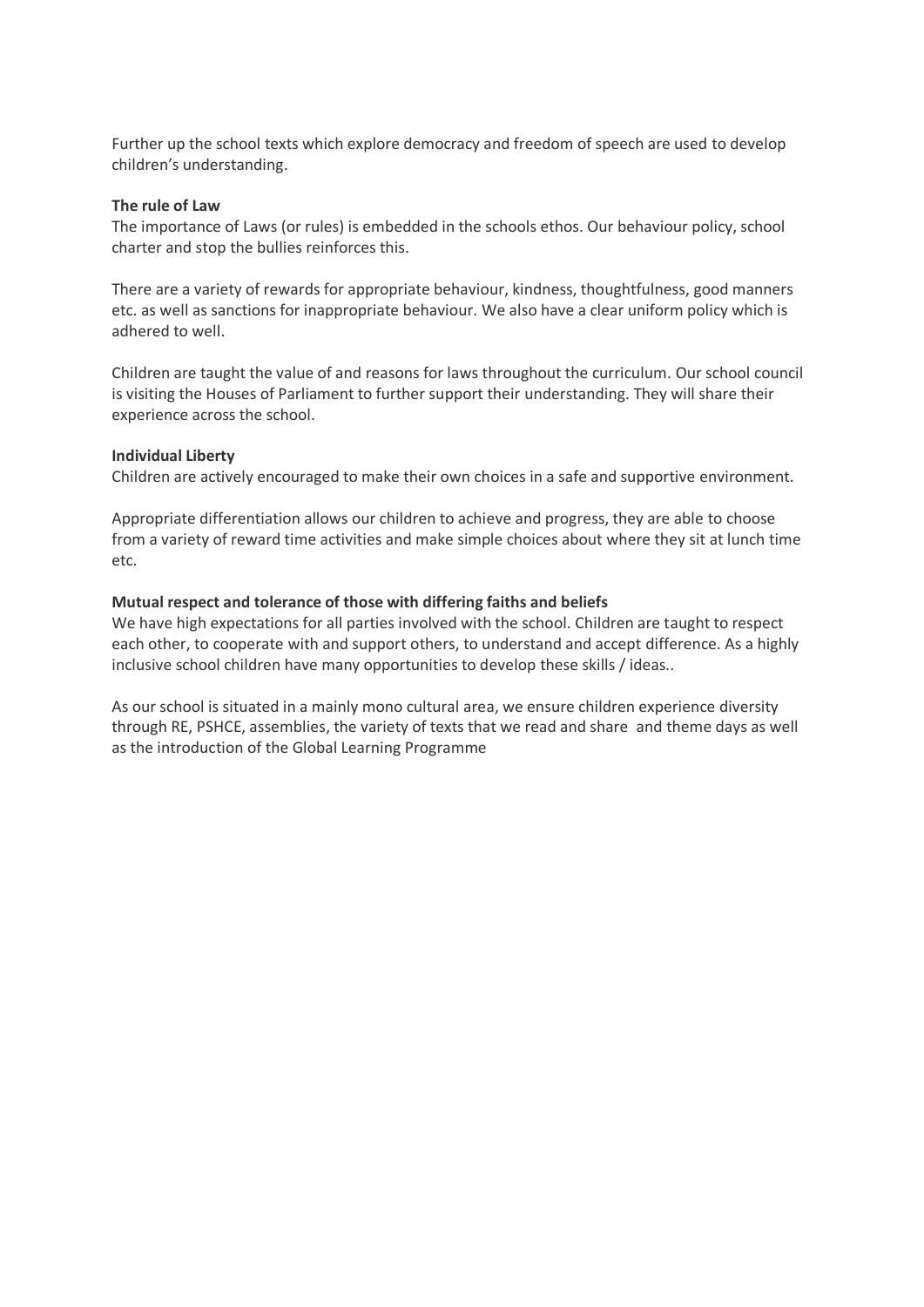Further up the school texts which explore democracy and freedom of speech are used to develop children's understanding.

**The rule of Law**

The importance of Laws (or rules) is embedded in the schools ethos. Our behaviour policy, school charter and stop the bullies reinforces this.

There are a variety of rewards for appropriate behaviour, kindness, thoughtfulness, good manners etc. as well as sanctions for inappropriate behaviour. We also have a clear uniform policy which is adhered to well.

Children are taught the value of and reasons for laws throughout the curriculum. Our school council is visiting the Houses of Parliament to further support their understanding. They will share their experience across the school.

**Individual Liberty**

Children are actively encouraged to make their own choices in a safe and supportive environment.

Appropriate differentiation allows our children to achieve and progress, they are able to choose from a variety of reward time activities and make simple choices about where they sit at lunch time etc.

**Mutual respect and tolerance of those with differing faiths and beliefs**

We have high expectations for all parties involved with the school. Children are taught to respect each other, to cooperate with and support others, to understand and accept difference. As a highly inclusive school children have many opportunities to develop these skills / ideas..

As our school is situated in a mainly mono cultural area, we ensure children experience diversity through RE, PSHCE, assemblies, the variety of texts that we read and share and theme days as well as the introduction of the Global Learning Programme